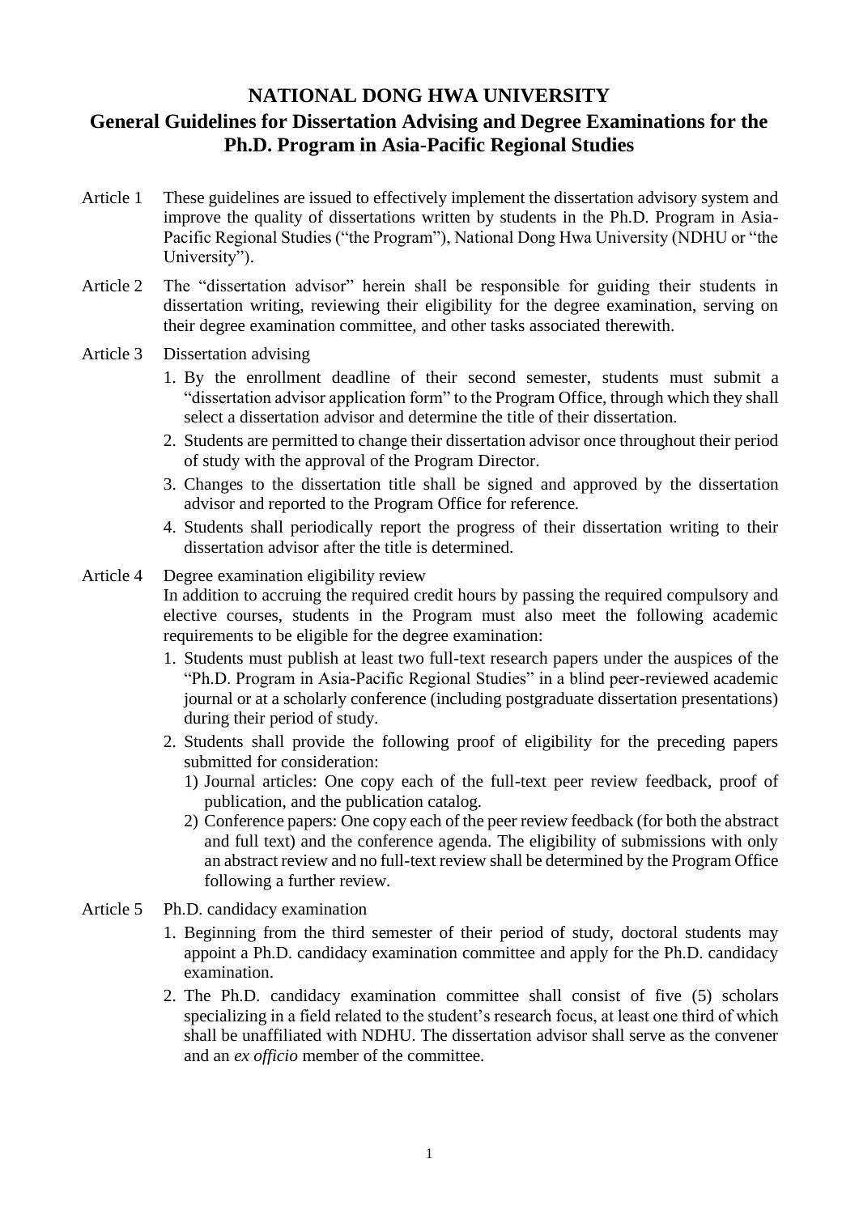# NATIONAL DONG HWA UNIVERSITY

## General Guidelines for Dissertation Advising and Degree Examinations for the Ph.D. Program in Asia-Pacific Regional Studies

**Article 1** These guidelines are issued to effectively implement the dissertation advisory system and improve the quality of dissertations written by students in the Ph.D. Program in Asia-Pacific Regional Studies ("the Program"), National Dong Hwa University (NDHU or "the University").

**Article 2** The "dissertation advisor" herein shall be responsible for guiding their students in dissertation writing, reviewing their eligibility for the degree examination, serving on their degree examination committee, and other tasks associated therewith.

**Article 3** Dissertation advising

1. By the enrollment deadline of their second semester, students must submit a "dissertation advisor application form" to the Program Office, through which they shall select a dissertation advisor and determine the title of their dissertation.
2. Students are permitted to change their dissertation advisor once throughout their period of study with the approval of the Program Director.
3. Changes to the dissertation title shall be signed and approved by the dissertation advisor and reported to the Program Office for reference.
4. Students shall periodically report the progress of their dissertation writing to their dissertation advisor after the title is determined.

**Article 4** Degree examination eligibility review

In addition to accruing the required credit hours by passing the required compulsory and elective courses, students in the Program must also meet the following academic requirements to be eligible for the degree examination:

1. Students must publish at least two full-text research papers under the auspices of the "Ph.D. Program in Asia-Pacific Regional Studies" in a blind peer-reviewed academic journal or at a scholarly conference (including postgraduate dissertation presentations) during their period of study.
2. Students shall provide the following proof of eligibility for the preceding papers submitted for consideration:
   1) Journal articles: One copy each of the full-text peer review feedback, proof of publication, and the publication catalog.
   2) Conference papers: One copy each of the peer review feedback (for both the abstract and full text) and the conference agenda. The eligibility of submissions with only an abstract review and no full-text review shall be determined by the Program Office following a further review.

**Article 5** Ph.D. candidacy examination

1. Beginning from the third semester of their period of study, doctoral students may appoint a Ph.D. candidacy examination committee and apply for the Ph.D. candidacy examination.
2. The Ph.D. candidacy examination committee shall consist of five (5) scholars specializing in a field related to the student's research focus, at least one third of which shall be unaffiliated with NDHU. The dissertation advisor shall serve as the convener and an *ex officio* member of the committee.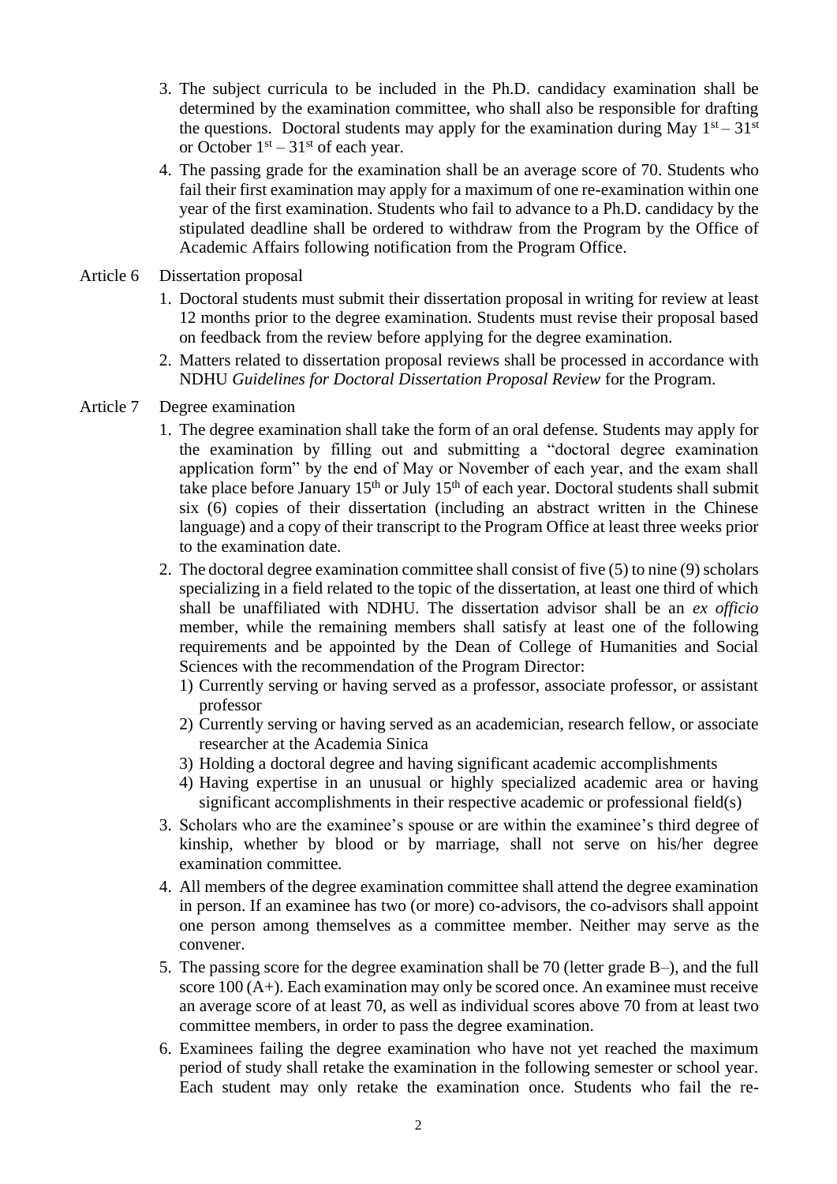3. The subject curricula to be included in the Ph.D. candidacy examination shall be determined by the examination committee, who shall also be responsible for drafting the questions. Doctoral students may apply for the examination during May 1st – 31st or October 1st – 31st of each year.
4. The passing grade for the examination shall be an average score of 70. Students who fail their first examination may apply for a maximum of one re-examination within one year of the first examination. Students who fail to advance to a Ph.D. candidacy by the stipulated deadline shall be ordered to withdraw from the Program by the Office of Academic Affairs following notification from the Program Office.

Article 6 Dissertation proposal

1. Doctoral students must submit their dissertation proposal in writing for review at least 12 months prior to the degree examination. Students must revise their proposal based on feedback from the review before applying for the degree examination.
2. Matters related to dissertation proposal reviews shall be processed in accordance with NDHU *Guidelines for Doctoral Dissertation Proposal Review* for the Program.

Article 7 Degree examination

1. The degree examination shall take the form of an oral defense. Students may apply for the examination by filling out and submitting a "doctoral degree examination application form" by the end of May or November of each year, and the exam shall take place before January 15th or July 15th of each year. Doctoral students shall submit six (6) copies of their dissertation (including an abstract written in the Chinese language) and a copy of their transcript to the Program Office at least three weeks prior to the examination date.
2. The doctoral degree examination committee shall consist of five (5) to nine (9) scholars specializing in a field related to the topic of the dissertation, at least one third of which shall be unaffiliated with NDHU. The dissertation advisor shall be an *ex officio* member, while the remaining members shall satisfy at least one of the following requirements and be appointed by the Dean of College of Humanities and Social Sciences with the recommendation of the Program Director:
   1) Currently serving or having served as a professor, associate professor, or assistant professor
   2) Currently serving or having served as an academician, research fellow, or associate researcher at the Academia Sinica
   3) Holding a doctoral degree and having significant academic accomplishments
   4) Having expertise in an unusual or highly specialized academic area or having significant accomplishments in their respective academic or professional field(s)
3. Scholars who are the examinee's spouse or are within the examinee's third degree of kinship, whether by blood or by marriage, shall not serve on his/her degree examination committee.
4. All members of the degree examination committee shall attend the degree examination in person. If an examinee has two (or more) co-advisors, the co-advisors shall appoint one person among themselves as a committee member. Neither may serve as the convener.
5. The passing score for the degree examination shall be 70 (letter grade B–), and the full score 100 (A+). Each examination may only be scored once. An examinee must receive an average score of at least 70, as well as individual scores above 70 from at least two committee members, in order to pass the degree examination.
6. Examinees failing the degree examination who have not yet reached the maximum period of study shall retake the examination in the following semester or school year. Each student may only retake the examination once. Students who fail the re-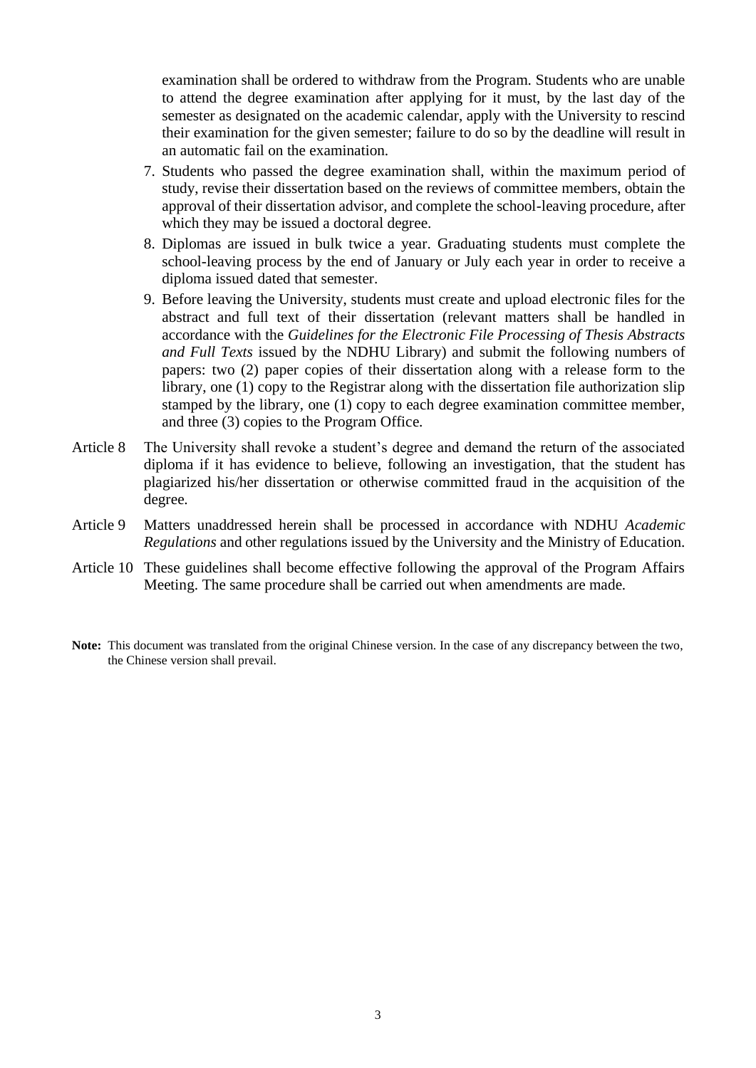examination shall be ordered to withdraw from the Program. Students who are unable to attend the degree examination after applying for it must, by the last day of the semester as designated on the academic calendar, apply with the University to rescind their examination for the given semester; failure to do so by the deadline will result in an automatic fail on the examination.

7. Students who passed the degree examination shall, within the maximum period of study, revise their dissertation based on the reviews of committee members, obtain the approval of their dissertation advisor, and complete the school-leaving procedure, after which they may be issued a doctoral degree.
8. Diplomas are issued in bulk twice a year. Graduating students must complete the school-leaving process by the end of January or July each year in order to receive a diploma issued dated that semester.
9. Before leaving the University, students must create and upload electronic files for the abstract and full text of their dissertation (relevant matters shall be handled in accordance with the *Guidelines for the Electronic File Processing of Thesis Abstracts and Full Texts* issued by the NDHU Library) and submit the following numbers of papers: two (2) paper copies of their dissertation along with a release form to the library, one (1) copy to the Registrar along with the dissertation file authorization slip stamped by the library, one (1) copy to each degree examination committee member, and three (3) copies to the Program Office.

Article 8 The University shall revoke a student's degree and demand the return of the associated diploma if it has evidence to believe, following an investigation, that the student has plagiarized his/her dissertation or otherwise committed fraud in the acquisition of the degree.

Article 9 Matters unaddressed herein shall be processed in accordance with NDHU *Academic Regulations* and other regulations issued by the University and the Ministry of Education.

Article 10 These guidelines shall become effective following the approval of the Program Affairs Meeting. The same procedure shall be carried out when amendments are made.

**Note:** This document was translated from the original Chinese version. In the case of any discrepancy between the two, the Chinese version shall prevail.